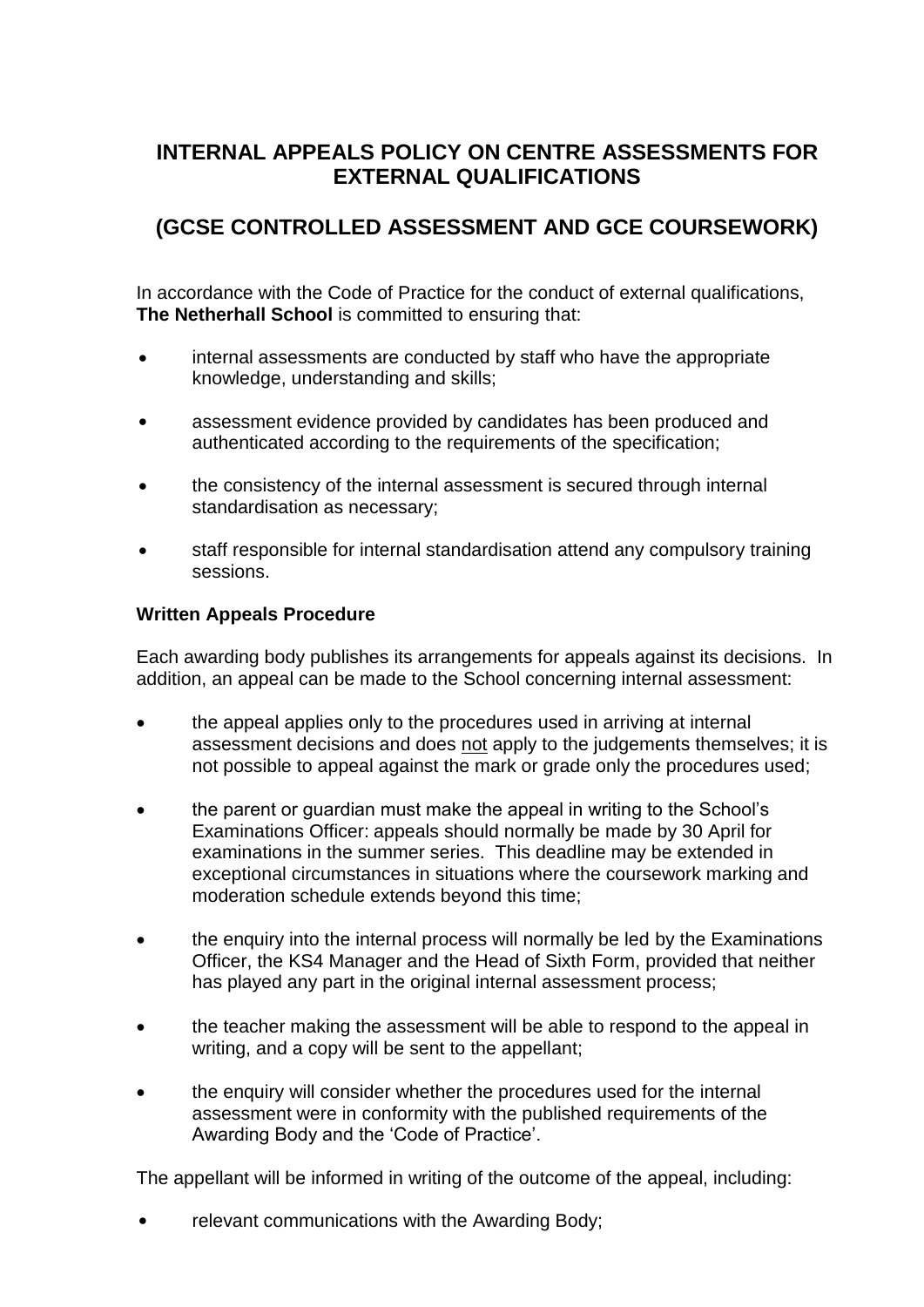# INTERNAL APPEALS POLICY ON CENTRE ASSESSMENTS FOR EXTERNAL QUALIFICATIONS

# (GCSE CONTROLLED ASSESSMENT AND GCE COURSEWORK)

In accordance with the Code of Practice for the conduct of external qualifications, **The Netherhall School** is committed to ensuring that:

- internal assessments are conducted by staff who have the appropriate knowledge, understanding and skills;
- assessment evidence provided by candidates has been produced and authenticated according to the requirements of the specification;
- the consistency of the internal assessment is secured through internal standardisation as necessary;
- staff responsible for internal standardisation attend any compulsory training sessions.

**Written Appeals Procedure**

Each awarding body publishes its arrangements for appeals against its decisions. In addition, an appeal can be made to the School concerning internal assessment:

- the appeal applies only to the procedures used in arriving at internal assessment decisions and does <u>not</u> apply to the judgements themselves; it is not possible to appeal against the mark or grade only the procedures used;
- the parent or guardian must make the appeal in writing to the School's Examinations Officer: appeals should normally be made by 30 April for examinations in the summer series. This deadline may be extended in exceptional circumstances in situations where the coursework marking and moderation schedule extends beyond this time;
- the enquiry into the internal process will normally be led by the Examinations Officer, the KS4 Manager and the Head of Sixth Form, provided that neither has played any part in the original internal assessment process;
- the teacher making the assessment will be able to respond to the appeal in writing, and a copy will be sent to the appellant;
- the enquiry will consider whether the procedures used for the internal assessment were in conformity with the published requirements of the Awarding Body and the 'Code of Practice'.

The appellant will be informed in writing of the outcome of the appeal, including:

- relevant communications with the Awarding Body;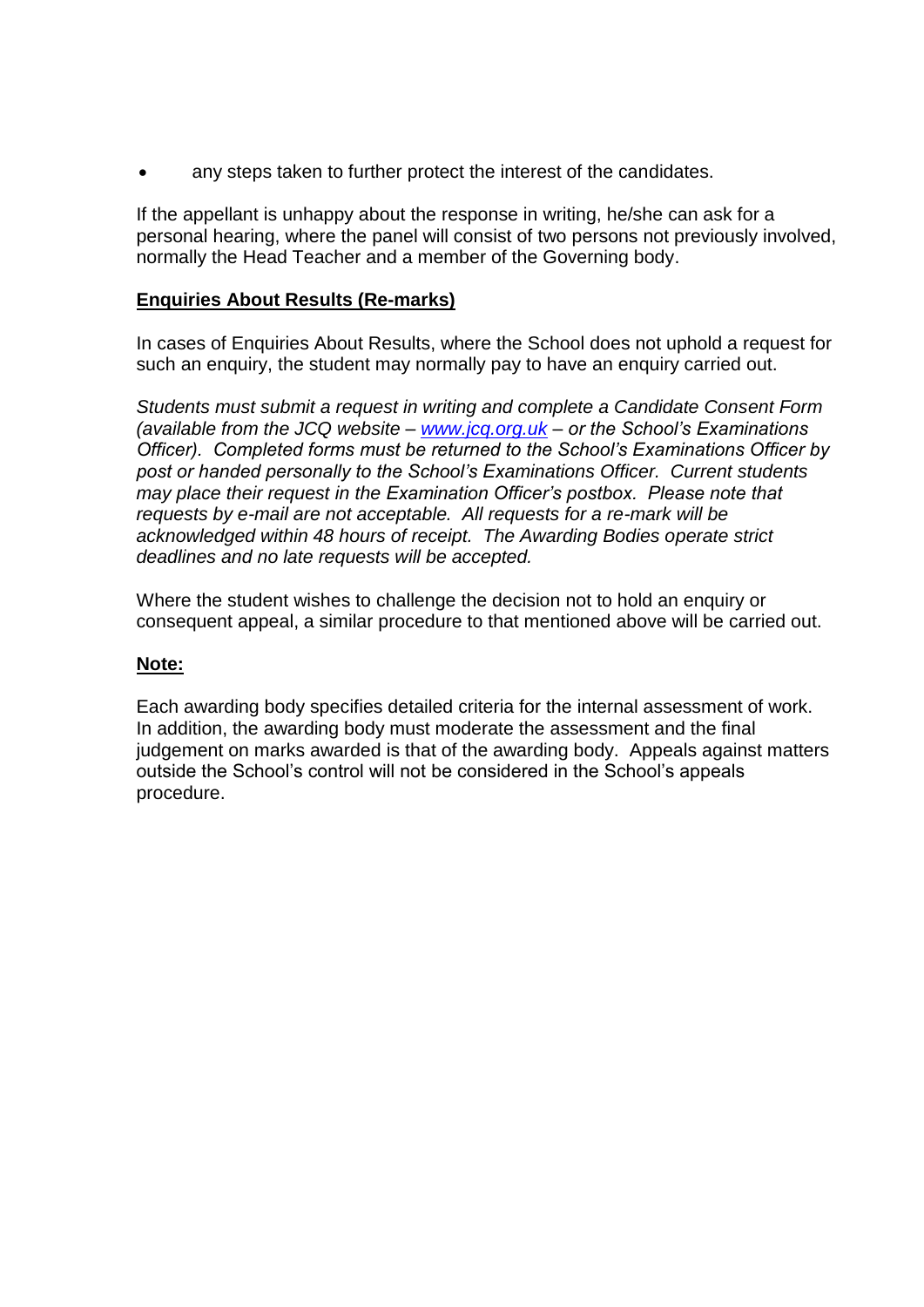- any steps taken to further protect the interest of the candidates.

If the appellant is unhappy about the response in writing, he/she can ask for a personal hearing, where the panel will consist of two persons not previously involved, normally the Head Teacher and a member of the Governing body.

**Enquiries About Results (Re-marks)**

In cases of Enquiries About Results, where the School does not uphold a request for such an enquiry, the student may normally pay to have an enquiry carried out.

*Students must submit a request in writing and complete a Candidate Consent Form (available from the JCQ website – [www.jcq.org.uk](http://www.jcq.org.uk) – or the School's Examinations Officer). Completed forms must be returned to the School's Examinations Officer by post or handed personally to the School's Examinations Officer. Current students may place their request in the Examination Officer's postbox. Please note that requests by e-mail are not acceptable. All requests for a re-mark will be acknowledged within 48 hours of receipt. The Awarding Bodies operate strict deadlines and no late requests will be accepted.*

Where the student wishes to challenge the decision not to hold an enquiry or consequent appeal, a similar procedure to that mentioned above will be carried out.

**Note:**

Each awarding body specifies detailed criteria for the internal assessment of work. In addition, the awarding body must moderate the assessment and the final judgement on marks awarded is that of the awarding body. Appeals against matters outside the School's control will not be considered in the School's appeals procedure.